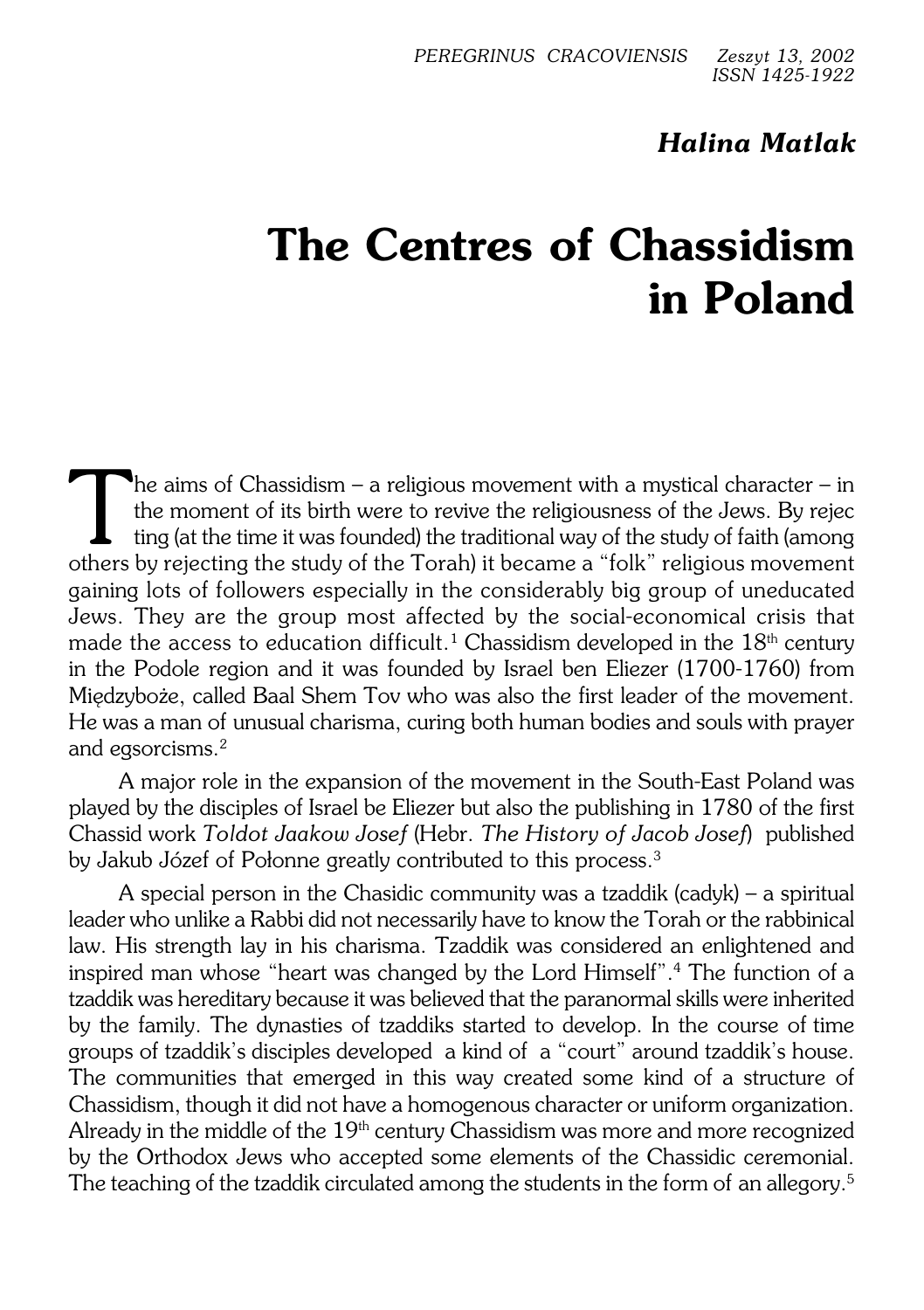*Halina Matlak*

# The Centres of Chassidism in Poland

The aims of Chassidism – a religious movement with a mystical character – in the moment of its birth were to revive the religiousness of the Jews. By rejecting (at the time it was founded) the traditional way of the study of faith (among others by rejecting the study of the Torah) it became a "folk" religious movement gaining lots of followers especially in the considerably big group of uneducated Jews. They are the group most affected by the social-economical crisis that made the access to education difficult.[1] Chassidism developed in the 18th century in the Podole region and it was founded by Israel ben Eliezer (1700-1760) from Międzyboże, called Baal Shem Tov who was also the first leader of the movement. He was a man of unusual charisma, curing both human bodies and souls with prayer and egsorcisms.[2]

A major role in the expansion of the movement in the South-East Poland was played by the disciples of Israel be Eliezer but also the publishing in 1780 of the first Chassid work *Toldot Jaakow Josef* (Hebr. *The History of Jacob Josef*) published by Jakub Józef of Połonne greatly contributed to this process.[3]

A special person in the Chasidic community was a tzaddik (cadyk) – a spiritual leader who unlike a Rabbi did not necessarily have to know the Torah or the rabbinical law. His strength lay in his charisma. Tzaddik was considered an enlightened and inspired man whose "heart was changed by the Lord Himself".[4] The function of a tzaddik was hereditary because it was believed that the paranormal skills were inherited by the family. The dynasties of tzaddiks started to develop. In the course of time groups of tzaddik's disciples developed a kind of a "court" around tzaddik's house. The communities that emerged in this way created some kind of a structure of Chassidism, though it did not have a homogenous character or uniform organization. Already in the middle of the 19th century Chassidism was more and more recognized by the Orthodox Jews who accepted some elements of the Chassidic ceremonial. The teaching of the tzaddik circulated among the students in the form of an allegory.[5]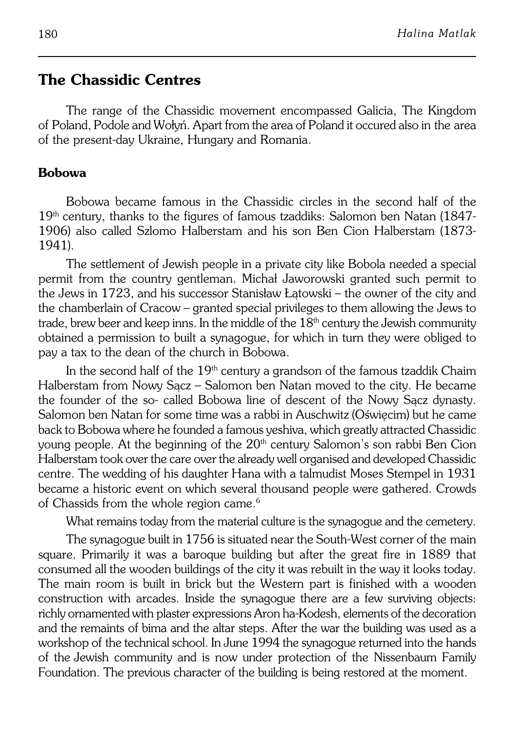## The Chassidic Centres

The range of the Chassidic movement encompassed Galicia, The Kingdom of Poland, Podole and Wołyń. Apart from the area of Poland it occured also in the area of the present-day Ukraine, Hungary and Romania.

### Bobowa

Bobowa became famous in the Chassidic circles in the second half of the 19th century, thanks to the figures of famous tzaddiks: Salomon ben Natan (1847-1906) also called Szlomo Halberstam and his son Ben Cion Halberstam (1873-1941).

The settlement of Jewish people in a private city like Bobola needed a special permit from the country gentleman. Michał Jaworowski granted such permit to the Jews in 1723, and his successor Stanisław Łątowski – the owner of the city and the chamberlain of Cracow – granted special privileges to them allowing the Jews to trade, brew beer and keep inns. In the middle of the 18th century the Jewish community obtained a permission to built a synagogue, for which in turn they were obliged to pay a tax to the dean of the church in Bobowa.

In the second half of the 19th century a grandson of the famous tzaddik Chaim Halberstam from Nowy Sącz – Salomon ben Natan moved to the city. He became the founder of the so- called Bobowa line of descent of the Nowy Sącz dynasty. Salomon ben Natan for some time was a rabbi in Auschwitz (Oświęcim) but he came back to Bobowa where he founded a famous yeshiva, which greatly attracted Chassidic young people. At the beginning of the 20th century Salomon's son rabbi Ben Cion Halberstam took over the care over the already well organised and developed Chassidic centre. The wedding of his daughter Hana with a talmudist Moses Stempel in 1931 became a historic event on which several thousand people were gathered. Crowds of Chassids from the whole region came.[6]

What remains today from the material culture is the synagogue and the cemetery.

The synagogue built in 1756 is situated near the South-West corner of the main square. Primarily it was a baroque building but after the great fire in 1889 that consumed all the wooden buildings of the city it was rebuilt in the way it looks today. The main room is built in brick but the Western part is finished with a wooden construction with arcades. Inside the synagogue there are a few surviving objects: richly ornamented with plaster expressions Aron ha-Kodesh, elements of the decoration and the remaints of bima and the altar steps. After the war the building was used as a workshop of the technical school. In June 1994 the synagogue returned into the hands of the Jewish community and is now under protection of the Nissenbaum Family Foundation. The previous character of the building is being restored at the moment.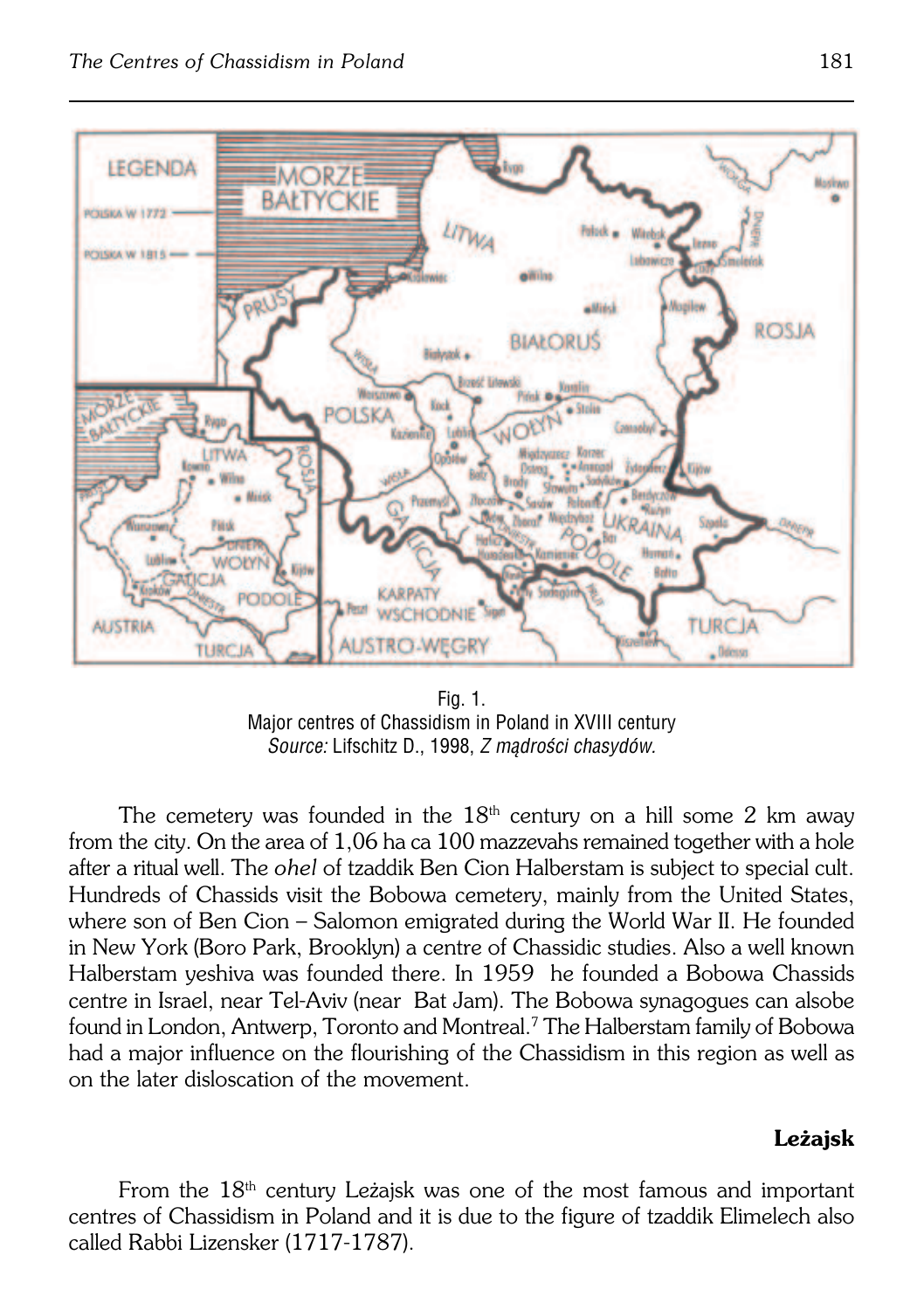Fig. 1.
Major centres of Chassidism in Poland in XVIII century
*Source:* Lifschitz D., 1998, *Z mądrości chasydów.*

The cemetery was founded in the 18th century on a hill some 2 km away from the city. On the area of 1,06 ha ca 100 mazzevahs remained together with a hole after a ritual well. The *ohel* of tzaddik Ben Cion Halberstam is subject to special cult. Hundreds of Chassids visit the Bobowa cemetery, mainly from the United States, where son of Ben Cion – Salomon emigrated during the World War II. He founded in New York (Boro Park, Brooklyn) a centre of Chassidic studies. Also a well known Halberstam yeshiva was founded there. In 1959 he founded a Bobowa Chassids centre in Israel, near Tel-Aviv (near Bat Jam). The Bobowa synagogues can alsobe found in London, Antwerp, Toronto and Montreal.[7] The Halberstam family of Bobowa had a major influence on the flourishing of the Chassidism in this region as well as on the later disloscation of the movement.

### Leżajsk

From the 18th century Leżajsk was one of the most famous and important centres of Chassidism in Poland and it is due to the figure of tzaddik Elimelech also called Rabbi Lizensker (1717-1787).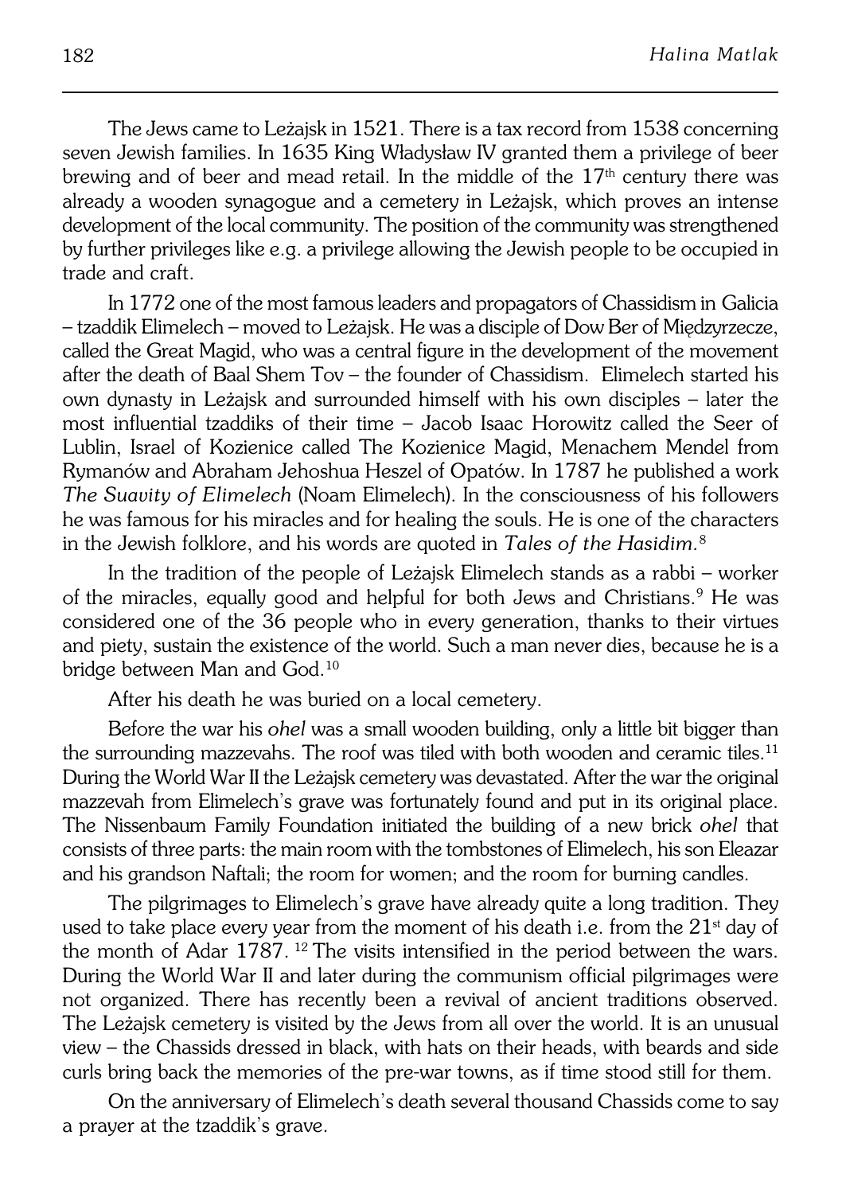The Jews came to Leżajsk in 1521. There is a tax record from 1538 concerning seven Jewish families. In 1635 King Władysław IV granted them a privilege of beer brewing and of beer and mead retail. In the middle of the 17th century there was already a wooden synagogue and a cemetery in Leżajsk, which proves an intense development of the local community. The position of the community was strengthened by further privileges like e.g. a privilege allowing the Jewish people to be occupied in trade and craft.

In 1772 one of the most famous leaders and propagators of Chassidism in Galicia – tzaddik Elimelech – moved to Leżajsk. He was a disciple of Dow Ber of Międzyrzecze, called the Great Magid, who was a central figure in the development of the movement after the death of Baal Shem Tov – the founder of Chassidism. Elimelech started his own dynasty in Leżajsk and surrounded himself with his own disciples – later the most influential tzaddiks of their time – Jacob Isaac Horowitz called the Seer of Lublin, Israel of Kozienice called The Kozienice Magid, Menachem Mendel from Rymanów and Abraham Jehoshua Heszel of Opatów. In 1787 he published a work *The Suavity of Elimelech* (Noam Elimelech). In the consciousness of his followers he was famous for his miracles and for healing the souls. He is one of the characters in the Jewish folklore, and his words are quoted in *Tales of the Hasidim.*[8]

In the tradition of the people of Leżajsk Elimelech stands as a rabbi – worker of the miracles, equally good and helpful for both Jews and Christians.[9] He was considered one of the 36 people who in every generation, thanks to their virtues and piety, sustain the existence of the world. Such a man never dies, because he is a bridge between Man and God.[10]

After his death he was buried on a local cemetery.

Before the war his *ohel* was a small wooden building, only a little bit bigger than the surrounding mazzevahs. The roof was tiled with both wooden and ceramic tiles.[11] During the World War II the Leżajsk cemetery was devastated. After the war the original mazzevah from Elimelech's grave was fortunately found and put in its original place. The Nissenbaum Family Foundation initiated the building of a new brick *ohel* that consists of three parts: the main room with the tombstones of Elimelech, his son Eleazar and his grandson Naftali; the room for women; and the room for burning candles.

The pilgrimages to Elimelech's grave have already quite a long tradition. They used to take place every year from the moment of his death i.e. from the 21st day of the month of Adar 1787. [12] The visits intensified in the period between the wars. During the World War II and later during the communism official pilgrimages were not organized. There has recently been a revival of ancient traditions observed. The Leżajsk cemetery is visited by the Jews from all over the world. It is an unusual view – the Chassids dressed in black, with hats on their heads, with beards and side curls bring back the memories of the pre-war towns, as if time stood still for them.

On the anniversary of Elimelech's death several thousand Chassids come to say a prayer at the tzaddik's grave.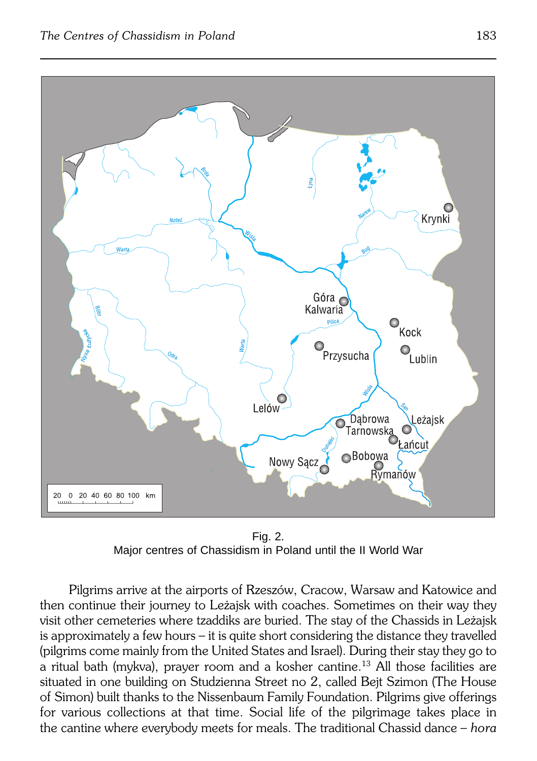Fig. 2.
Major centres of Chassidism in Poland until the II World War

Pilgrims arrive at the airports of Rzeszów, Cracow, Warsaw and Katowice and then continue their journey to Leżajsk with coaches. Sometimes on their way they visit other cemeteries where tzaddiks are buried. The stay of the Chassids in Leżajsk is approximately a few hours – it is quite short considering the distance they travelled (pilgrims come mainly from the United States and Israel). During their stay they go to a ritual bath (mykva), prayer room and a kosher cantine.[13] All those facilities are situated in one building on Studzienna Street no 2, called Bejt Szimon (The House of Simon) built thanks to the Nissenbaum Family Foundation. Pilgrims give offerings for various collections at that time. Social life of the pilgrimage takes place in the cantine where everybody meets for meals. The traditional Chassid dance – *hora*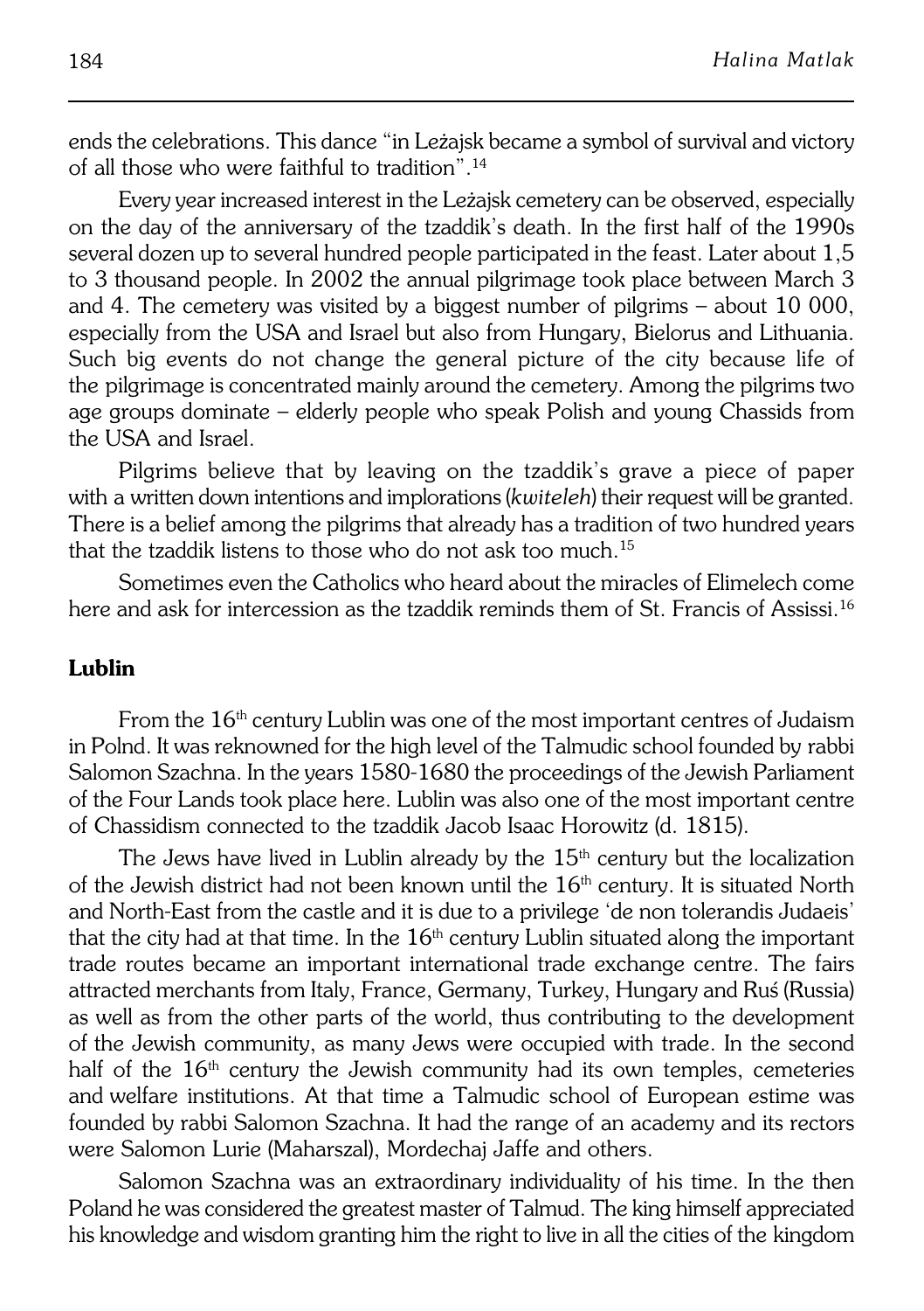ends the celebrations. This dance "in Leżajsk became a symbol of survival and victory of all those who were faithful to tradition".[14]

Every year increased interest in the Leżajsk cemetery can be observed, especially on the day of the anniversary of the tzaddik's death. In the first half of the 1990s several dozen up to several hundred people participated in the feast. Later about 1,5 to 3 thousand people. In 2002 the annual pilgrimage took place between March 3 and 4. The cemetery was visited by a biggest number of pilgrims – about 10 000, especially from the USA and Israel but also from Hungary, Bielorus and Lithuania. Such big events do not change the general picture of the city because life of the pilgrimage is concentrated mainly around the cemetery. Among the pilgrims two age groups dominate – elderly people who speak Polish and young Chassids from the USA and Israel.

Pilgrims believe that by leaving on the tzaddik's grave a piece of paper with a written down intentions and implorations (*kwiteleh*) their request will be granted. There is a belief among the pilgrims that already has a tradition of two hundred years that the tzaddik listens to those who do not ask too much.[15]

Sometimes even the Catholics who heard about the miracles of Elimelech come here and ask for intercession as the tzaddik reminds them of St. Francis of Assissi.[16]

## Lublin

From the 16th century Lublin was one of the most important centres of Judaism in Polnd. It was reknowned for the high level of the Talmudic school founded by rabbi Salomon Szachna. In the years 1580-1680 the proceedings of the Jewish Parliament of the Four Lands took place here. Lublin was also one of the most important centre of Chassidism connected to the tzaddik Jacob Isaac Horowitz (d. 1815).

The Jews have lived in Lublin already by the 15th century but the localization of the Jewish district had not been known until the 16th century. It is situated North and North-East from the castle and it is due to a privilege 'de non tolerandis Judaeis' that the city had at that time. In the 16th century Lublin situated along the important trade routes became an important international trade exchange centre. The fairs attracted merchants from Italy, France, Germany, Turkey, Hungary and Ruś (Russia) as well as from the other parts of the world, thus contributing to the development of the Jewish community, as many Jews were occupied with trade. In the second half of the 16th century the Jewish community had its own temples, cemeteries and welfare institutions. At that time a Talmudic school of European estime was founded by rabbi Salomon Szachna. It had the range of an academy and its rectors were Salomon Lurie (Maharszal), Mordechaj Jaffe and others.

Salomon Szachna was an extraordinary individuality of his time. In the then Poland he was considered the greatest master of Talmud. The king himself appreciated his knowledge and wisdom granting him the right to live in all the cities of the kingdom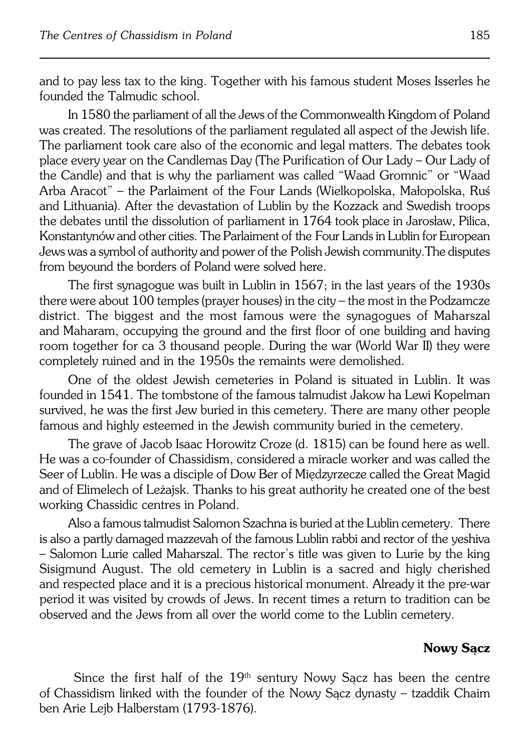and to pay less tax to the king. Together with his famous student Moses Isserles he founded the Talmudic school.

In 1580 the parliament of all the Jews of the Commonwealth Kingdom of Poland was created. The resolutions of the parliament regulated all aspect of the Jewish life. The parliament took care also of the economic and legal matters. The debates took place every year on the Candlemas Day (The Purification of Our Lady – Our Lady of the Candle) and that is why the parliament was called "Waad Gromnic" or "Waad Arba Aracot" – the Parlaiment of the Four Lands (Wielkopolska, Małopolska, Ruś and Lithuania). After the devastation of Lublin by the Kozzack and Swedish troops the debates until the dissolution of parliament in 1764 took place in Jarosław, Pilica, Konstantynów and other cities. The Parlaiment of the Four Lands in Lublin for European Jews was a symbol of authority and power of the Polish Jewish community.The disputes from beyound the borders of Poland were solved here.

The first synagogue was built in Lublin in 1567; in the last years of the 1930s there were about 100 temples (prayer houses) in the city – the most in the Podzamcze district. The biggest and the most famous were the synagogues of Maharszal and Maharam, occupying the ground and the first floor of one building and having room together for ca 3 thousand people. During the war (World War II) they were completely ruined and in the 1950s the remaints were demolished.

One of the oldest Jewish cemeteries in Poland is situated in Lublin. It was founded in 1541. The tombstone of the famous talmudist Jakow ha Lewi Kopelman survived, he was the first Jew buried in this cemetery. There are many other people famous and highly esteemed in the Jewish community buried in the cemetery.

The grave of Jacob Isaac Horowitz Croze (d. 1815) can be found here as well. He was a co-founder of Chassidism, considered a miracle worker and was called the Seer of Lublin. He was a disciple of Dow Ber of Międzyrzecze called the Great Magid and of Elimelech of Leżajsk. Thanks to his great authority he created one of the best working Chassidic centres in Poland.

Also a famous talmudist Salomon Szachna is buried at the Lublin cemetery. There is also a partly damaged mazzevah of the famous Lublin rabbi and rector of the yeshiva – Salomon Lurie called Maharszal. The rector's title was given to Lurie by the king Sisigmund August. The old cemetery in Lublin is a sacred and higly cherished and respected place and it is a precious historical monument. Already it the pre-war period it was visited by crowds of Jews. In recent times a return to tradition can be observed and the Jews from all over the world come to the Lublin cemetery.

## Nowy Sącz

Since the first half of the 19th sentury Nowy Sącz has been the centre of Chassidism linked with the founder of the Nowy Sącz dynasty – tzaddik Chaim ben Arie Lejb Halberstam (1793-1876).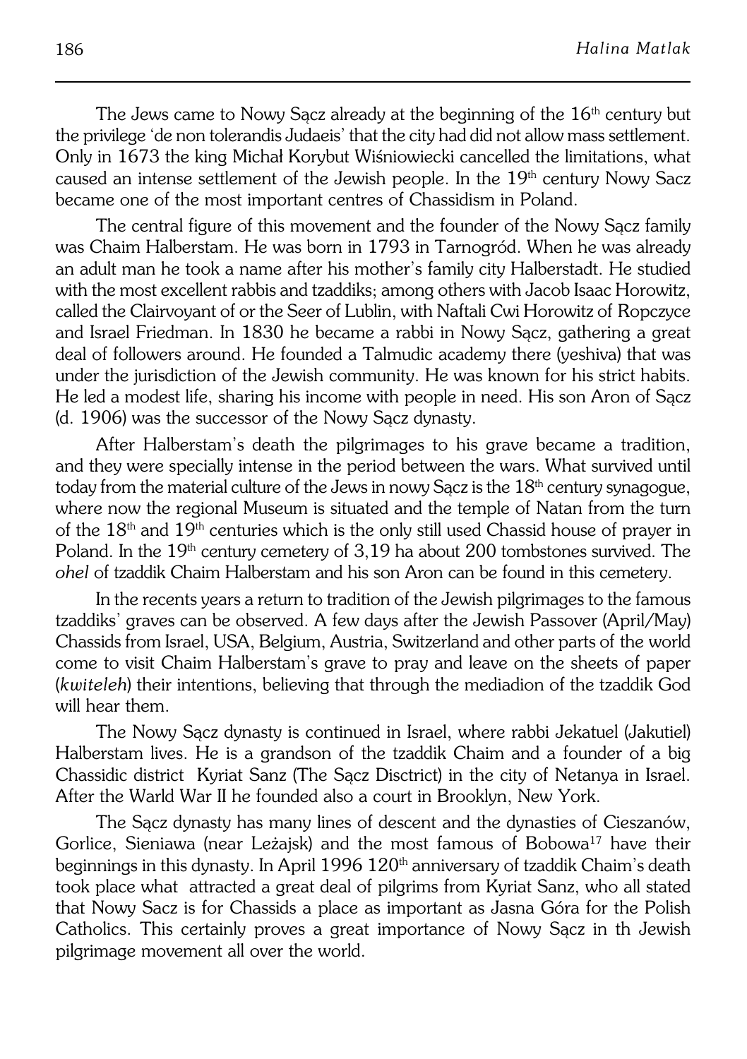The Jews came to Nowy Sącz already at the beginning of the 16th century but the privilege 'de non tolerandis Judaeis' that the city had did not allow mass settlement. Only in 1673 the king Michał Korybut Wiśniowiecki cancelled the limitations, what caused an intense settlement of the Jewish people. In the 19th century Nowy Sacz became one of the most important centres of Chassidism in Poland.

The central figure of this movement and the founder of the Nowy Sącz family was Chaim Halberstam. He was born in 1793 in Tarnogród. When he was already an adult man he took a name after his mother's family city Halberstadt. He studied with the most excellent rabbis and tzaddiks; among others with Jacob Isaac Horowitz, called the Clairvoyant of or the Seer of Lublin, with Naftali Cwi Horowitz of Ropczyce and Israel Friedman. In 1830 he became a rabbi in Nowy Sącz, gathering a great deal of followers around. He founded a Talmudic academy there (yeshiva) that was under the jurisdiction of the Jewish community. He was known for his strict habits. He led a modest life, sharing his income with people in need. His son Aron of Sącz (d. 1906) was the successor of the Nowy Sącz dynasty.

After Halberstam's death the pilgrimages to his grave became a tradition, and they were specially intense in the period between the wars. What survived until today from the material culture of the Jews in nowy Sącz is the 18th century synagogue, where now the regional Museum is situated and the temple of Natan from the turn of the 18th and 19th centuries which is the only still used Chassid house of prayer in Poland. In the 19th century cemetery of 3,19 ha about 200 tombstones survived. The *ohel* of tzaddik Chaim Halberstam and his son Aron can be found in this cemetery.

In the recents years a return to tradition of the Jewish pilgrimages to the famous tzaddiks' graves can be observed. A few days after the Jewish Passover (April/May) Chassids from Israel, USA, Belgium, Austria, Switzerland and other parts of the world come to visit Chaim Halberstam's grave to pray and leave on the sheets of paper (*kwiteleh*) their intentions, believing that through the mediadion of the tzaddik God will hear them.

The Nowy Sącz dynasty is continued in Israel, where rabbi Jekatuel (Jakutiel) Halberstam lives. He is a grandson of the tzaddik Chaim and a founder of a big Chassidic district Kyriat Sanz (The Sącz Disctrict) in the city of Netanya in Israel. After the Warld War II he founded also a court in Brooklyn, New York.

The Sącz dynasty has many lines of descent and the dynasties of Cieszanów, Gorlice, Sieniawa (near Leżajsk) and the most famous of Bobowa[17] have their beginnings in this dynasty. In April 1996 120th anniversary of tzaddik Chaim's death took place what attracted a great deal of pilgrims from Kyriat Sanz, who all stated that Nowy Sacz is for Chassids a place as important as Jasna Góra for the Polish Catholics. This certainly proves a great importance of Nowy Sącz in th Jewish pilgrimage movement all over the world.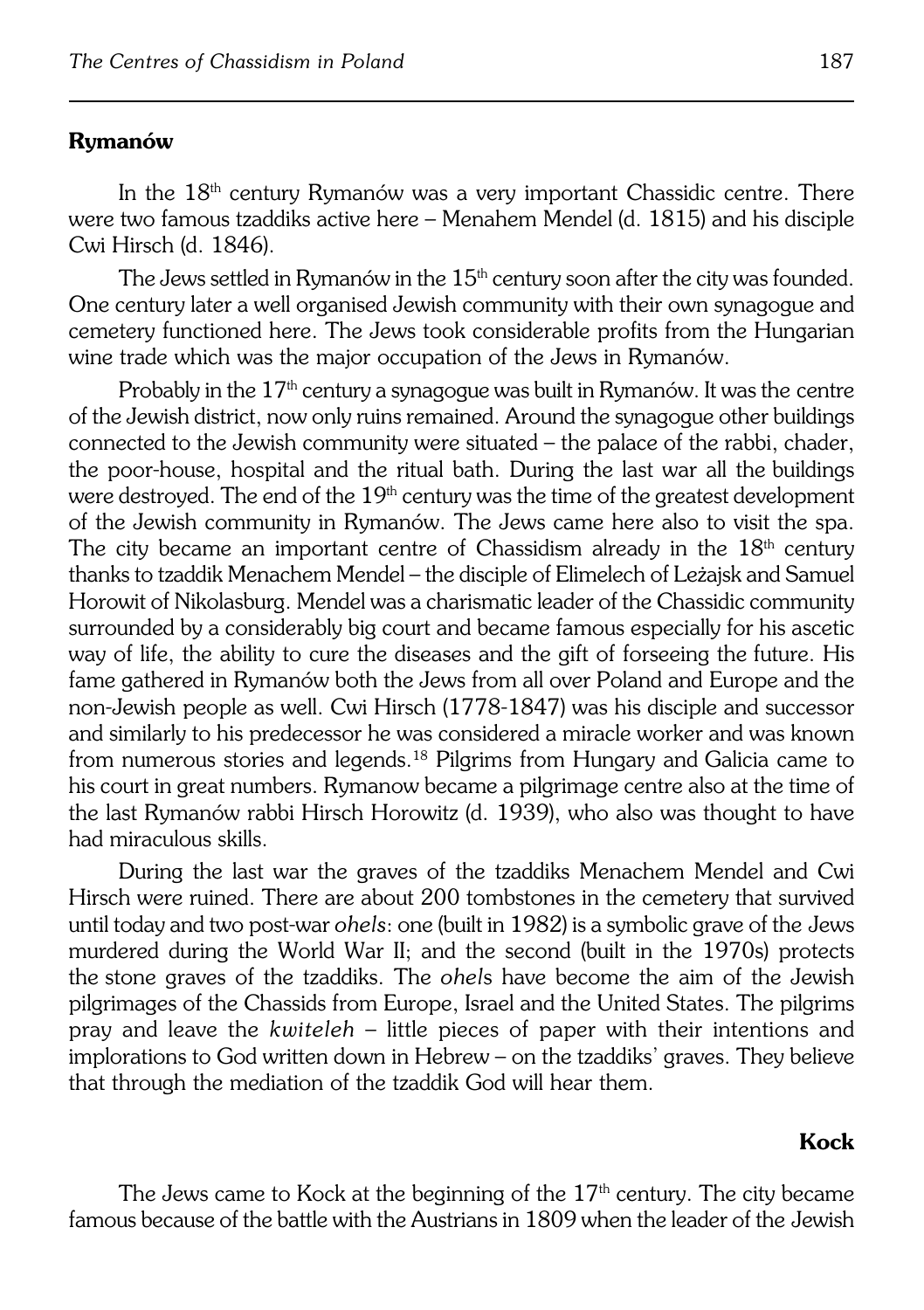## Rymanów

In the 18th century Rymanów was a very important Chassidic centre. There were two famous tzaddiks active here – Menahem Mendel (d. 1815) and his disciple Cwi Hirsch (d. 1846).

The Jews settled in Rymanów in the 15th century soon after the city was founded. One century later a well organised Jewish community with their own synagogue and cemetery functioned here. The Jews took considerable profits from the Hungarian wine trade which was the major occupation of the Jews in Rymanów.

Probably in the 17th century a synagogue was built in Rymanów. It was the centre of the Jewish district, now only ruins remained. Around the synagogue other buildings connected to the Jewish community were situated – the palace of the rabbi, chader, the poor-house, hospital and the ritual bath. During the last war all the buildings were destroyed. The end of the 19th century was the time of the greatest development of the Jewish community in Rymanów. The Jews came here also to visit the spa. The city became an important centre of Chassidism already in the 18th century thanks to tzaddik Menachem Mendel – the disciple of Elimelech of Leżajsk and Samuel Horowit of Nikolasburg. Mendel was a charismatic leader of the Chassidic community surrounded by a considerably big court and became famous especially for his ascetic way of life, the ability to cure the diseases and the gift of forseeing the future. His fame gathered in Rymanów both the Jews from all over Poland and Europe and the non-Jewish people as well. Cwi Hirsch (1778-1847) was his disciple and successor and similarly to his predecessor he was considered a miracle worker and was known from numerous stories and legends.[18] Pilgrims from Hungary and Galicia came to his court in great numbers. Rymanow became a pilgrimage centre also at the time of the last Rymanów rabbi Hirsch Horowitz (d. 1939), who also was thought to have had miraculous skills.

During the last war the graves of the tzaddiks Menachem Mendel and Cwi Hirsch were ruined. There are about 200 tombstones in the cemetery that survived until today and two post-war *ohels*: one (built in 1982) is a symbolic grave of the Jews murdered during the World War II; and the second (built in the 1970s) protects the stone graves of the tzaddiks. The *ohel*s have become the aim of the Jewish pilgrimages of the Chassids from Europe, Israel and the United States. The pilgrims pray and leave the *kwiteleh* – little pieces of paper with their intentions and implorations to God written down in Hebrew – on the tzaddiks' graves. They believe that through the mediation of the tzaddik God will hear them.

## Kock

The Jews came to Kock at the beginning of the 17th century. The city became famous because of the battle with the Austrians in 1809 when the leader of the Jewish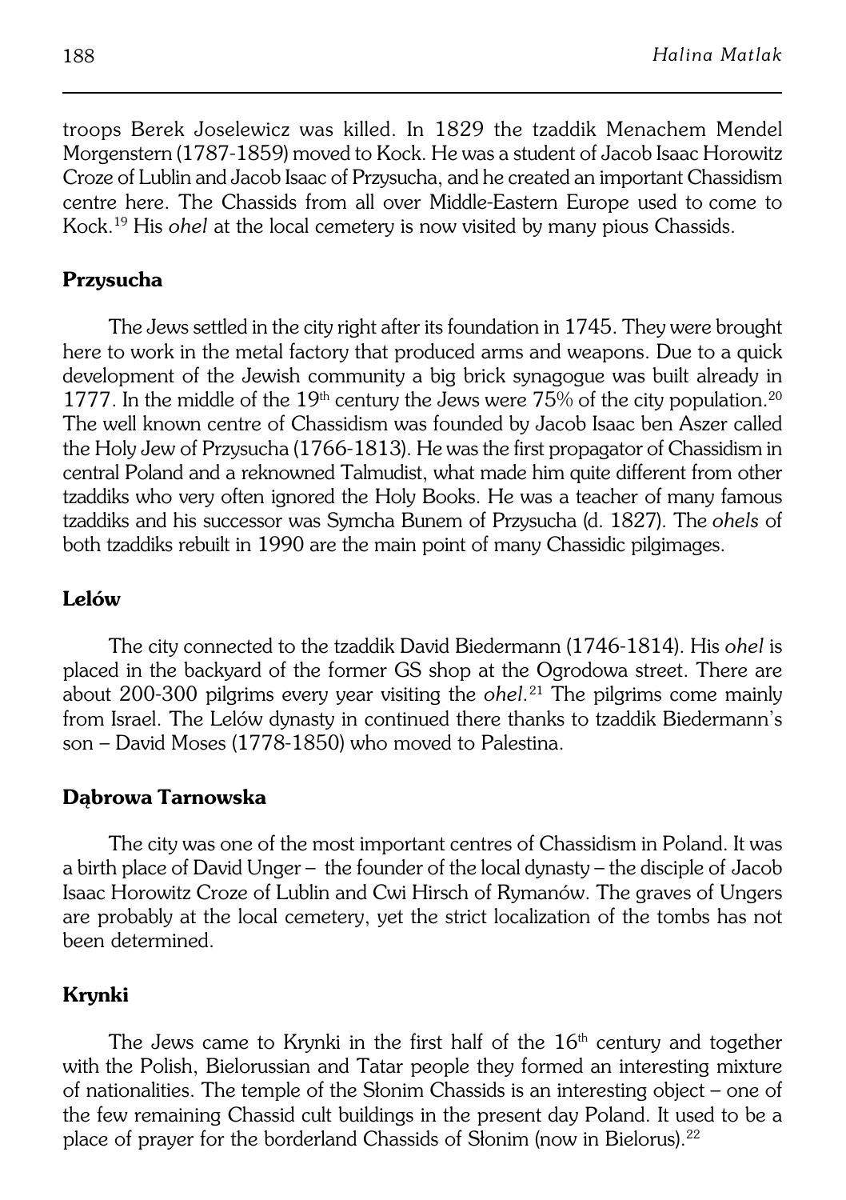troops Berek Joselewicz was killed. In 1829 the tzaddik Menachem Mendel Morgenstern (1787-1859) moved to Kock. He was a student of Jacob Isaac Horowitz Croze of Lublin and Jacob Isaac of Przysucha, and he created an important Chassidism centre here. The Chassids from all over Middle-Eastern Europe used to come to Kock.[19] His *ohel* at the local cemetery is now visited by many pious Chassids.

**Przysucha**

The Jews settled in the city right after its foundation in 1745. They were brought here to work in the metal factory that produced arms and weapons. Due to a quick development of the Jewish community a big brick synagogue was built already in 1777. In the middle of the 19th century the Jews were 75% of the city population.[20] The well known centre of Chassidism was founded by Jacob Isaac ben Aszer called the Holy Jew of Przysucha (1766-1813). He was the first propagator of Chassidism in central Poland and a reknowned Talmudist, what made him quite different from other tzaddiks who very often ignored the Holy Books. He was a teacher of many famous tzaddiks and his successor was Symcha Bunem of Przysucha (d. 1827). The *ohels* of both tzaddiks rebuilt in 1990 are the main point of many Chassidic pilgimages.

**Lelów**

The city connected to the tzaddik David Biedermann (1746-1814). His *ohel* is placed in the backyard of the former GS shop at the Ogrodowa street. There are about 200-300 pilgrims every year visiting the *ohel*.[21] The pilgrims come mainly from Israel. The Lelów dynasty in continued there thanks to tzaddik Biedermann's son – David Moses (1778-1850) who moved to Palestina.

**Dąbrowa Tarnowska**

The city was one of the most important centres of Chassidism in Poland. It was a birth place of David Unger – the founder of the local dynasty – the disciple of Jacob Isaac Horowitz Croze of Lublin and Cwi Hirsch of Rymanów. The graves of Ungers are probably at the local cemetery, yet the strict localization of the tombs has not been determined.

**Krynki**

The Jews came to Krynki in the first half of the 16th century and together with the Polish, Bielorussian and Tatar people they formed an interesting mixture of nationalities. The temple of the Słonim Chassids is an interesting object – one of the few remaining Chassid cult buildings in the present day Poland. It used to be a place of prayer for the borderland Chassids of Słonim (now in Bielorus).[22]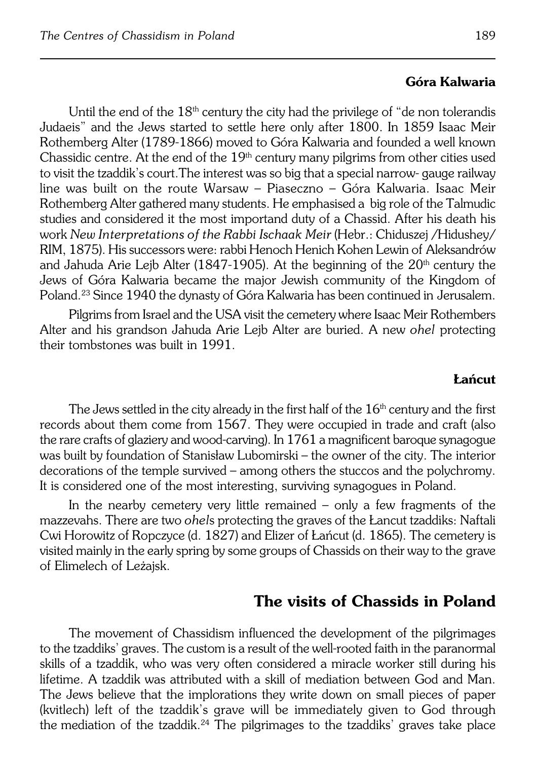### Góra Kalwaria

Until the end of the 18th century the city had the privilege of "de non tolerandis Judaeis" and the Jews started to settle here only after 1800. In 1859 Isaac Meir Rothemberg Alter (1789-1866) moved to Góra Kalwaria and founded a well known Chassidic centre. At the end of the 19th century many pilgrims from other cities used to visit the tzaddik's court.The interest was so big that a special narrow- gauge railway line was built on the route Warsaw – Piaseczno – Góra Kalwaria. Isaac Meir Rothemberg Alter gathered many students. He emphasised a big role of the Talmudic studies and considered it the most importand duty of a Chassid. After his death his work *New Interpretations of the Rabbi Ischaak Meir* (Hebr.: Chiduszej /Hidushey/ RIM, 1875). His successors were: rabbi Henoch Henich Kohen Lewin of Aleksandrów and Jahuda Arie Lejb Alter (1847-1905). At the beginning of the 20th century the Jews of Góra Kalwaria became the major Jewish community of the Kingdom of Poland.[23] Since 1940 the dynasty of Góra Kalwaria has been continued in Jerusalem.

Pilgrims from Israel and the USA visit the cemetery where Isaac Meir Rothembers Alter and his grandson Jahuda Arie Lejb Alter are buried. A new *ohel* protecting their tombstones was built in 1991.

### Łańcut

The Jews settled in the city already in the first half of the 16th century and the first records about them come from 1567. They were occupied in trade and craft (also the rare crafts of glaziery and wood-carving). In 1761 a magnificent baroque synagogue was built by foundation of Stanisław Lubomirski – the owner of the city. The interior decorations of the temple survived – among others the stuccos and the polychromy. It is considered one of the most interesting, surviving synagogues in Poland.

In the nearby cemetery very little remained – only a few fragments of the mazzevahs. There are two *ohel*s protecting the graves of the Łancut tzaddiks: Naftali Cwi Horowitz of Ropczyce (d. 1827) and Elizer of Łańcut (d. 1865). The cemetery is visited mainly in the early spring by some groups of Chassids on their way to the grave of Elimelech of Leżajsk.

## The visits of Chassids in Poland

The movement of Chassidism influenced the development of the pilgrimages to the tzaddiks' graves. The custom is a result of the well-rooted faith in the paranormal skills of a tzaddik, who was very often considered a miracle worker still during his lifetime. A tzaddik was attributed with a skill of mediation between God and Man. The Jews believe that the implorations they write down on small pieces of paper (kvitlech) left of the tzaddik's grave will be immediately given to God through the mediation of the tzaddik.[24] The pilgrimages to the tzaddiks' graves take place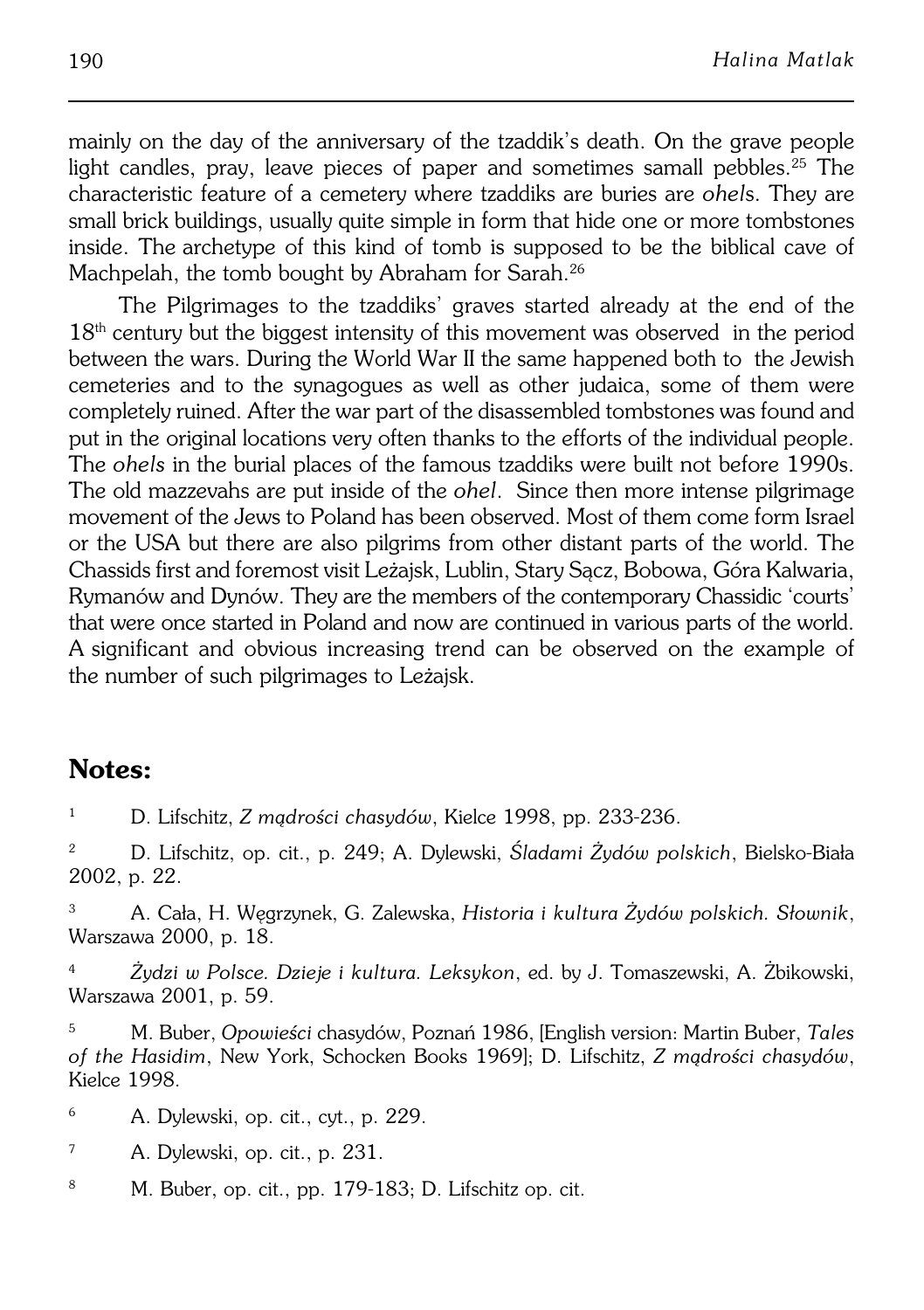mainly on the day of the anniversary of the tzaddik's death. On the grave people light candles, pray, leave pieces of paper and sometimes samall pebbles.[25] The characteristic feature of a cemetery where tzaddiks are buries are *ohel*s. They are small brick buildings, usually quite simple in form that hide one or more tombstones inside. The archetype of this kind of tomb is supposed to be the biblical cave of Machpelah, the tomb bought by Abraham for Sarah.[26]

The Pilgrimages to the tzaddiks' graves started already at the end of the 18th century but the biggest intensity of this movement was observed in the period between the wars. During the World War II the same happened both to the Jewish cemeteries and to the synagogues as well as other judaica, some of them were completely ruined. After the war part of the disassembled tombstones was found and put in the original locations very often thanks to the efforts of the individual people. The *ohels* in the burial places of the famous tzaddiks were built not before 1990s. The old mazzevahs are put inside of the *ohel*. Since then more intense pilgrimage movement of the Jews to Poland has been observed. Most of them come form Israel or the USA but there are also pilgrims from other distant parts of the world. The Chassids first and foremost visit Leżajsk, Lublin, Stary Sącz, Bobowa, Góra Kalwaria, Rymanów and Dynów. They are the members of the contemporary Chassidic 'courts' that were once started in Poland and now are continued in various parts of the world. A significant and obvious increasing trend can be observed on the example of the number of such pilgrimages to Leżajsk.

## Notes:

1 D. Lifschitz, *Z mądrości chasydów*, Kielce 1998, pp. 233-236.

2 D. Lifschitz, op. cit., p. 249; A. Dylewski, *Śladami Żydów polskich*, Bielsko-Biała 2002, p. 22.

3 A. Cała, H. Węgrzynek, G. Zalewska, *Historia i kultura Żydów polskich. Słownik*, Warszawa 2000, p. 18.

4 *Żydzi w Polsce. Dzieje i kultura. Leksykon*, ed. by J. Tomaszewski, A. Żbikowski, Warszawa 2001, p. 59.

5 M. Buber, *Opowieści* chasydów, Poznań 1986, [English version: Martin Buber, *Tales of the Hasidim*, New York, Schocken Books 1969]; D. Lifschitz, *Z mądrości chasydów*, Kielce 1998.

6 A. Dylewski, op. cit., cyt., p. 229.

7 A. Dylewski, op. cit., p. 231.

8 M. Buber, op. cit., pp. 179-183; D. Lifschitz op. cit.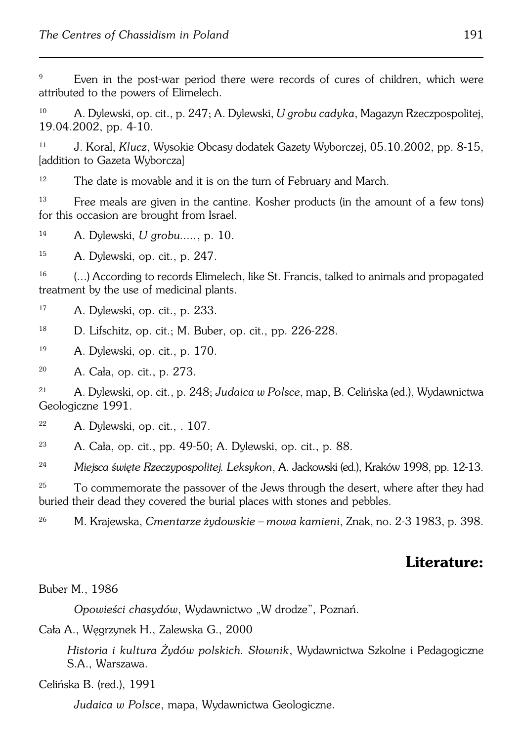[9] Even in the post-war period there were records of cures of children, which were attributed to the powers of Elimelech.

[10] A. Dylewski, op. cit., p. 247; A. Dylewski, *U grobu cadyka*, Magazyn Rzeczpospolitej, 19.04.2002, pp. 4-10.

[11] J. Koral, *Klucz*, Wysokie Obcasy dodatek Gazety Wyborczej, 05.10.2002, pp. 8-15, [addition to Gazeta Wyborcza]

[12] The date is movable and it is on the turn of February and March.

[13] Free meals are given in the cantine. Kosher products (in the amount of a few tons) for this occasion are brought from Israel.

[14] A. Dylewski, *U grobu.....*, p. 10.

[15] A. Dylewski, op. cit., p. 247.

[16] (...) According to records Elimelech, like St. Francis, talked to animals and propagated treatment by the use of medicinal plants.

[17] A. Dylewski, op. cit., p. 233.

[18] D. Lifschitz, op. cit.; M. Buber, op. cit., pp. 226-228.

[19] A. Dylewski, op. cit., p. 170.

[20] A. Cała, op. cit., p. 273.

[21] A. Dylewski, op. cit., p. 248; *Judaica w Polsce*, map, B. Celińska (ed.), Wydawnictwa Geologiczne 1991.

[22] A. Dylewski, op. cit., . 107.

[23] A. Cała, op. cit., pp. 49-50; A. Dylewski, op. cit., p. 88.

[24] *Miejsca święte Rzeczypospolitej. Leksykon*, A. Jackowski (ed.), Kraków 1998, pp. 12-13.

[25] To commemorate the passover of the Jews through the desert, where after they had buried their dead they covered the burial places with stones and pebbles.

[26] M. Krajewska, *Cmentarze żydowskie – mowa kamieni*, Znak, no. 2-3 1983, p. 398.

## Literature:

Buber M., 1986

*Opowieści chasydów*, Wydawnictwo „W drodze", Poznań.

Cała A., Węgrzynek H., Zalewska G., 2000

*Historia i kultura Żydów polskich. Słownik*, Wydawnictwa Szkolne i Pedagogiczne S.A., Warszawa.

Celińska B. (red.), 1991

*Judaica w Polsce*, mapa, Wydawnictwa Geologiczne.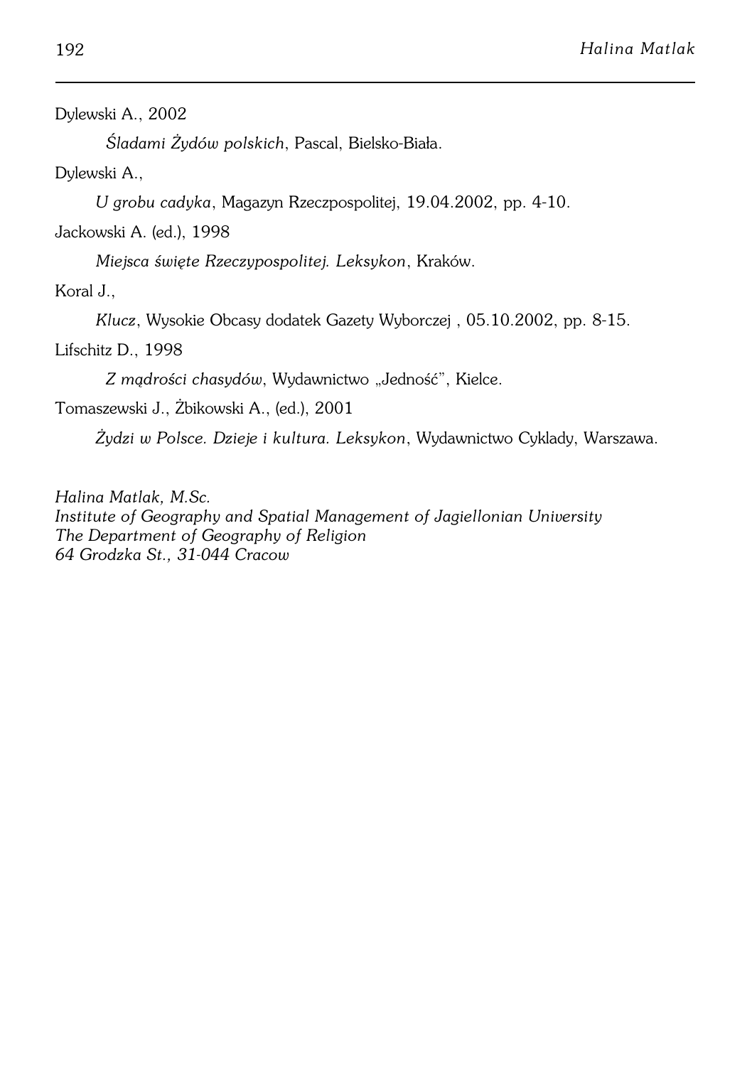Dylewski A., 2002

*Śladami Żydów polskich*, Pascal, Bielsko-Biała.

Dylewski A.,

*U grobu cadyka*, Magazyn Rzeczpospolitej, 19.04.2002, pp. 4-10.

Jackowski A. (ed.), 1998

*Miejsca święte Rzeczypospolitej. Leksykon*, Kraków.

Koral J.,

*Klucz*, Wysokie Obcasy dodatek Gazety Wyborczej , 05.10.2002, pp. 8-15.

Lifschitz D., 1998

*Z mądrości chasydów*, Wydawnictwo „Jedność", Kielce.

Tomaszewski J., Żbikowski A., (ed.), 2001

*Żydzi w Polsce. Dzieje i kultura. Leksykon*, Wydawnictwo Cyklady, Warszawa.

*Halina Matlak, M.Sc.*
*Institute of Geography and Spatial Management of Jagiellonian University*
*The Department of Geography of Religion*
*64 Grodzka St., 31-044 Cracow*